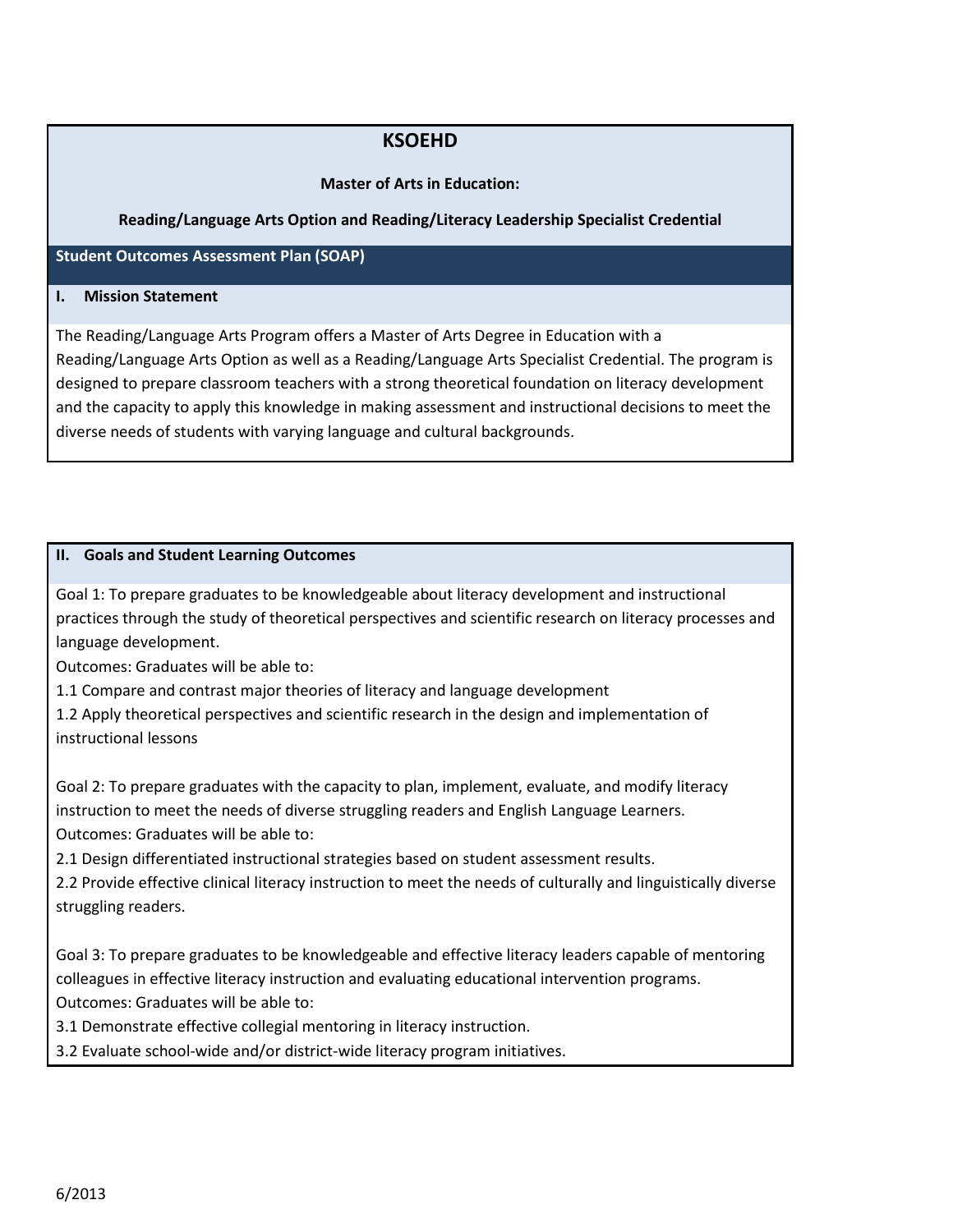# KSOEHD

**Master of Arts in Education:**

**Reading/Language Arts Option and Reading/Literacy Leadership Specialist Credential**

## Student Outcomes Assessment Plan (SOAP)

### I. Mission Statement

The Reading/Language Arts Program offers a Master of Arts Degree in Education with a Reading/Language Arts Option as well as a Reading/Language Arts Specialist Credential. The program is designed to prepare classroom teachers with a strong theoretical foundation on literacy development and the capacity to apply this knowledge in making assessment and instructional decisions to meet the diverse needs of students with varying language and cultural backgrounds.

### II. Goals and Student Learning Outcomes

Goal 1: To prepare graduates to be knowledgeable about literacy development and instructional practices through the study of theoretical perspectives and scientific research on literacy processes and language development.

Outcomes: Graduates will be able to:

1.1 Compare and contrast major theories of literacy and language development

1.2 Apply theoretical perspectives and scientific research in the design and implementation of instructional lessons

Goal 2: To prepare graduates with the capacity to plan, implement, evaluate, and modify literacy instruction to meet the needs of diverse struggling readers and English Language Learners.

Outcomes: Graduates will be able to:

2.1 Design differentiated instructional strategies based on student assessment results.

2.2 Provide effective clinical literacy instruction to meet the needs of culturally and linguistically diverse struggling readers.

Goal 3: To prepare graduates to be knowledgeable and effective literacy leaders capable of mentoring colleagues in effective literacy instruction and evaluating educational intervention programs.

Outcomes: Graduates will be able to:

3.1 Demonstrate effective collegial mentoring in literacy instruction.

3.2 Evaluate school-wide and/or district-wide literacy program initiatives.

6/2013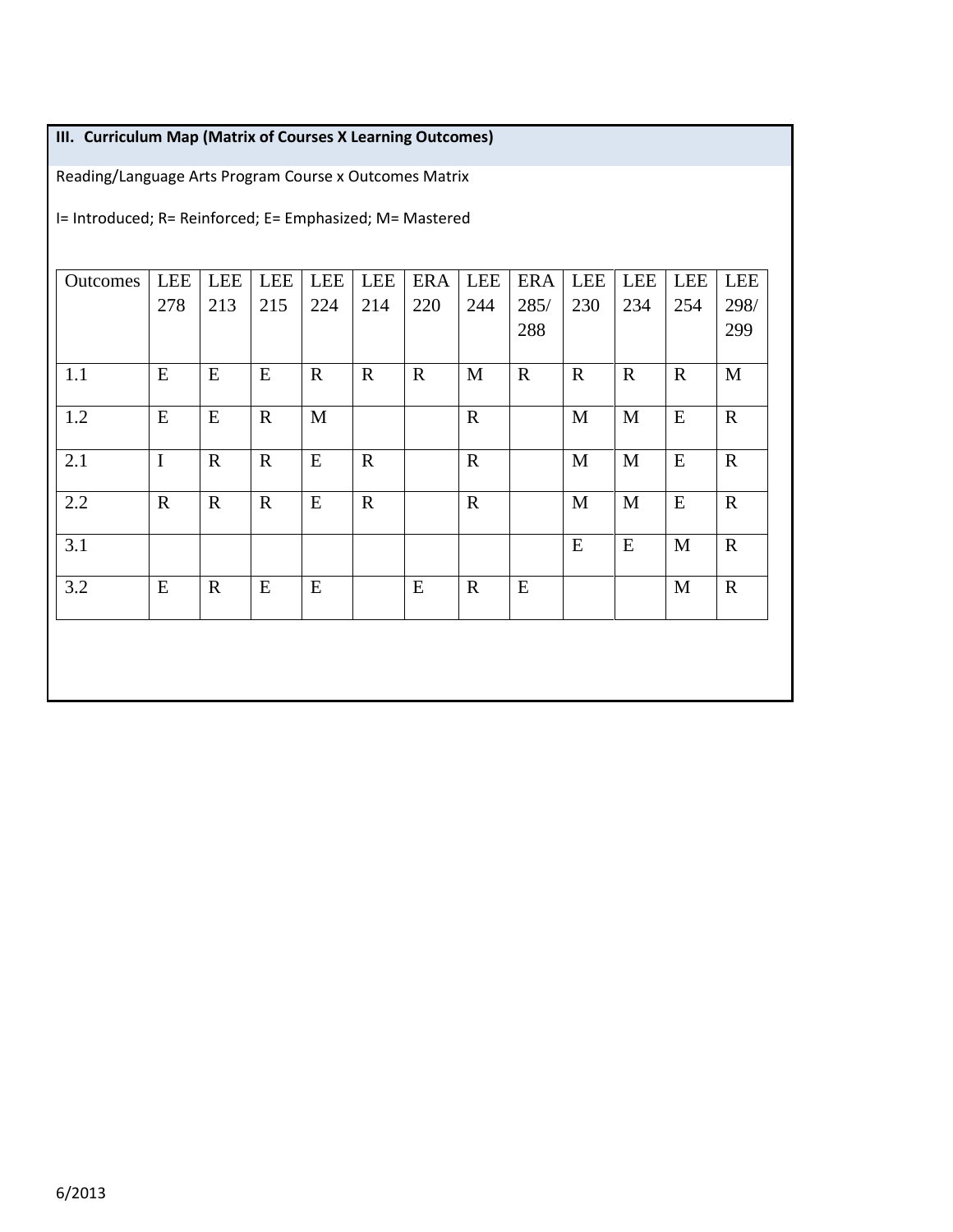### III. Curriculum Map (Matrix of Courses X Learning Outcomes)

Reading/Language Arts Program Course x Outcomes Matrix

I= Introduced; R= Reinforced; E= Emphasized; M= Mastered

| Outcomes | LEE 278 | LEE 213 | LEE 215 | LEE 224 | LEE 214 | ERA 220 | LEE 244 | ERA 285/ 288 | LEE 230 | LEE 234 | LEE 254 | LEE 298/ 299 |
|---|---|---|---|---|---|---|---|---|---|---|---|---|
| 1.1 | E | E | E | R | R | R | M | R | R | R | R | M |
| 1.2 | E | E | R | M | | | R | | M | M | E | R |
| 2.1 | I | R | R | E | R | | R | | M | M | E | R |
| 2.2 | R | R | R | E | R | | R | | M | M | E | R |
| 3.1 | | | | | | | | | E | E | M | R |
| 3.2 | E | R | E | E | | E | R | E | | | M | R |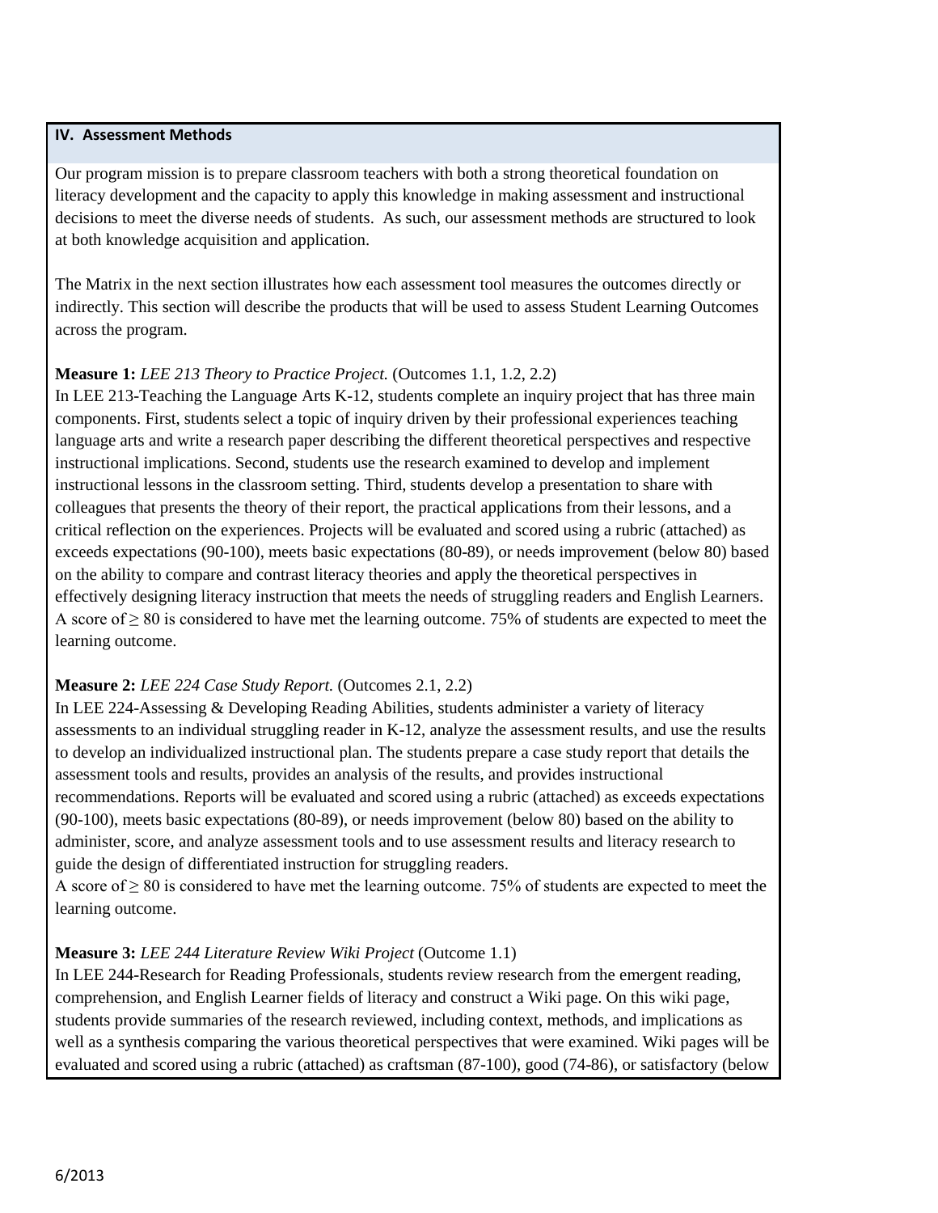## IV. Assessment Methods

Our program mission is to prepare classroom teachers with both a strong theoretical foundation on literacy development and the capacity to apply this knowledge in making assessment and instructional decisions to meet the diverse needs of students. As such, our assessment methods are structured to look at both knowledge acquisition and application.

The Matrix in the next section illustrates how each assessment tool measures the outcomes directly or indirectly. This section will describe the products that will be used to assess Student Learning Outcomes across the program.

**Measure 1:** *LEE 213 Theory to Practice Project.* (Outcomes 1.1, 1.2, 2.2)
In LEE 213-Teaching the Language Arts K-12, students complete an inquiry project that has three main components. First, students select a topic of inquiry driven by their professional experiences teaching language arts and write a research paper describing the different theoretical perspectives and respective instructional implications. Second, students use the research examined to develop and implement instructional lessons in the classroom setting. Third, students develop a presentation to share with colleagues that presents the theory of their report, the practical applications from their lessons, and a critical reflection on the experiences. Projects will be evaluated and scored using a rubric (attached) as exceeds expectations (90-100), meets basic expectations (80-89), or needs improvement (below 80) based on the ability to compare and contrast literacy theories and apply the theoretical perspectives in effectively designing literacy instruction that meets the needs of struggling readers and English Learners. A score of ≥ 80 is considered to have met the learning outcome. 75% of students are expected to meet the learning outcome.

**Measure 2:** *LEE 224 Case Study Report.* (Outcomes 2.1, 2.2)
In LEE 224-Assessing & Developing Reading Abilities, students administer a variety of literacy assessments to an individual struggling reader in K-12, analyze the assessment results, and use the results to develop an individualized instructional plan. The students prepare a case study report that details the assessment tools and results, provides an analysis of the results, and provides instructional recommendations. Reports will be evaluated and scored using a rubric (attached) as exceeds expectations (90-100), meets basic expectations (80-89), or needs improvement (below 80) based on the ability to administer, score, and analyze assessment tools and to use assessment results and literacy research to guide the design of differentiated instruction for struggling readers.
A score of ≥ 80 is considered to have met the learning outcome. 75% of students are expected to meet the learning outcome.

**Measure 3:** *LEE 244 Literature Review Wiki Project* (Outcome 1.1)
In LEE 244-Research for Reading Professionals, students review research from the emergent reading, comprehension, and English Learner fields of literacy and construct a Wiki page. On this wiki page, students provide summaries of the research reviewed, including context, methods, and implications as well as a synthesis comparing the various theoretical perspectives that were examined. Wiki pages will be evaluated and scored using a rubric (attached) as craftsman (87-100), good (74-86), or satisfactory (below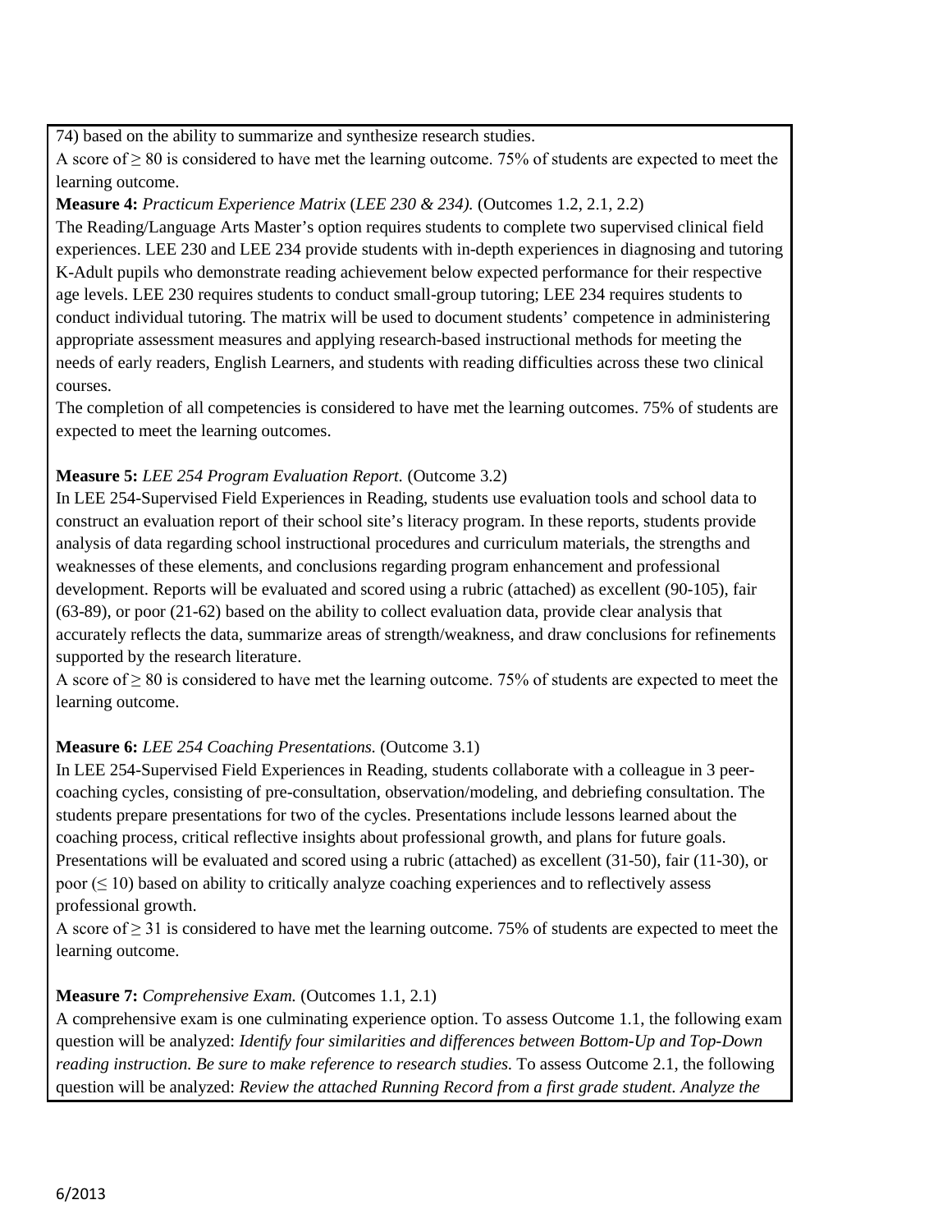74) based on the ability to summarize and synthesize research studies.

A score of ≥ 80 is considered to have met the learning outcome. 75% of students are expected to meet the learning outcome.

**Measure 4:** *Practicum Experience Matrix* (*LEE 230 & 234).* (Outcomes 1.2, 2.1, 2.2)

The Reading/Language Arts Master's option requires students to complete two supervised clinical field experiences. LEE 230 and LEE 234 provide students with in-depth experiences in diagnosing and tutoring K-Adult pupils who demonstrate reading achievement below expected performance for their respective age levels. LEE 230 requires students to conduct small-group tutoring; LEE 234 requires students to conduct individual tutoring. The matrix will be used to document students' competence in administering appropriate assessment measures and applying research-based instructional methods for meeting the needs of early readers, English Learners, and students with reading difficulties across these two clinical courses.

The completion of all competencies is considered to have met the learning outcomes. 75% of students are expected to meet the learning outcomes.

**Measure 5:** *LEE 254 Program Evaluation Report.* (Outcome 3.2)

In LEE 254-Supervised Field Experiences in Reading, students use evaluation tools and school data to construct an evaluation report of their school site's literacy program. In these reports, students provide analysis of data regarding school instructional procedures and curriculum materials, the strengths and weaknesses of these elements, and conclusions regarding program enhancement and professional development. Reports will be evaluated and scored using a rubric (attached) as excellent (90-105), fair (63-89), or poor (21-62) based on the ability to collect evaluation data, provide clear analysis that accurately reflects the data, summarize areas of strength/weakness, and draw conclusions for refinements supported by the research literature.

A score of ≥ 80 is considered to have met the learning outcome. 75% of students are expected to meet the learning outcome.

**Measure 6:** *LEE 254 Coaching Presentations.* (Outcome 3.1)

In LEE 254-Supervised Field Experiences in Reading, students collaborate with a colleague in 3 peer-coaching cycles, consisting of pre-consultation, observation/modeling, and debriefing consultation. The students prepare presentations for two of the cycles. Presentations include lessons learned about the coaching process, critical reflective insights about professional growth, and plans for future goals. Presentations will be evaluated and scored using a rubric (attached) as excellent (31-50), fair (11-30), or poor (≤ 10) based on ability to critically analyze coaching experiences and to reflectively assess professional growth.

A score of ≥ 31 is considered to have met the learning outcome. 75% of students are expected to meet the learning outcome.

**Measure 7:** *Comprehensive Exam.* (Outcomes 1.1, 2.1)

A comprehensive exam is one culminating experience option. To assess Outcome 1.1, the following exam question will be analyzed: *Identify four similarities and differences between Bottom-Up and Top-Down reading instruction. Be sure to make reference to research studies.* To assess Outcome 2.1, the following question will be analyzed: *Review the attached Running Record from a first grade student. Analyze the*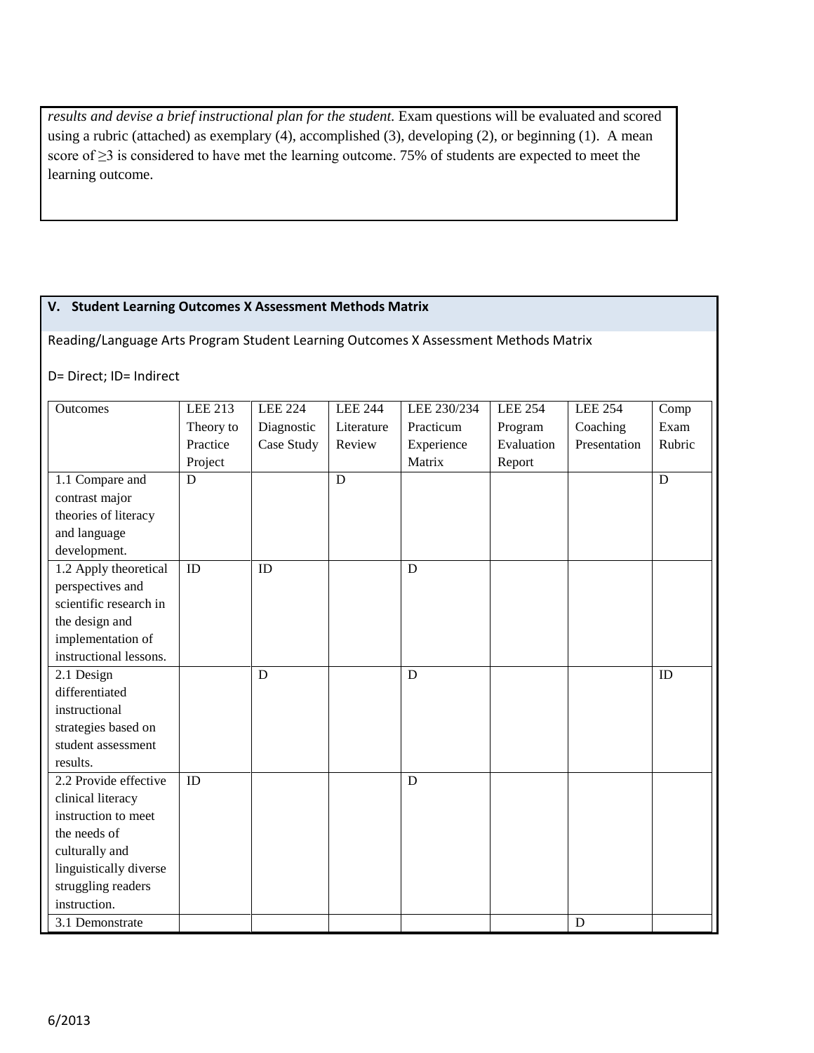*results and devise a brief instructional plan for the student.* Exam questions will be evaluated and scored using a rubric (attached) as exemplary (4), accomplished (3), developing (2), or beginning (1). A mean score of ≥3 is considered to have met the learning outcome. 75% of students are expected to meet the learning outcome.

## V. Student Learning Outcomes X Assessment Methods Matrix

Reading/Language Arts Program Student Learning Outcomes X Assessment Methods Matrix

D= Direct; ID= Indirect

| Outcomes | LEE 213 Theory to Practice Project | LEE 224 Diagnostic Case Study | LEE 244 Literature Review | LEE 230/234 Practicum Experience Matrix | LEE 254 Program Evaluation Report | LEE 254 Coaching Presentation | Comp Exam Rubric |
|---|---|---|---|---|---|---|---|
| 1.1 Compare and contrast major theories of literacy and language development. | D | | D | | | | D |
| 1.2 Apply theoretical perspectives and scientific research in the design and implementation of instructional lessons. | ID | ID | | D | | | |
| 2.1 Design differentiated instructional strategies based on student assessment results. | | D | | D | | | ID |
| 2.2 Provide effective clinical literacy instruction to meet the needs of culturally and linguistically diverse struggling readers instruction. | ID | | | D | | | |
| 3.1 Demonstrate | | | | | | D | |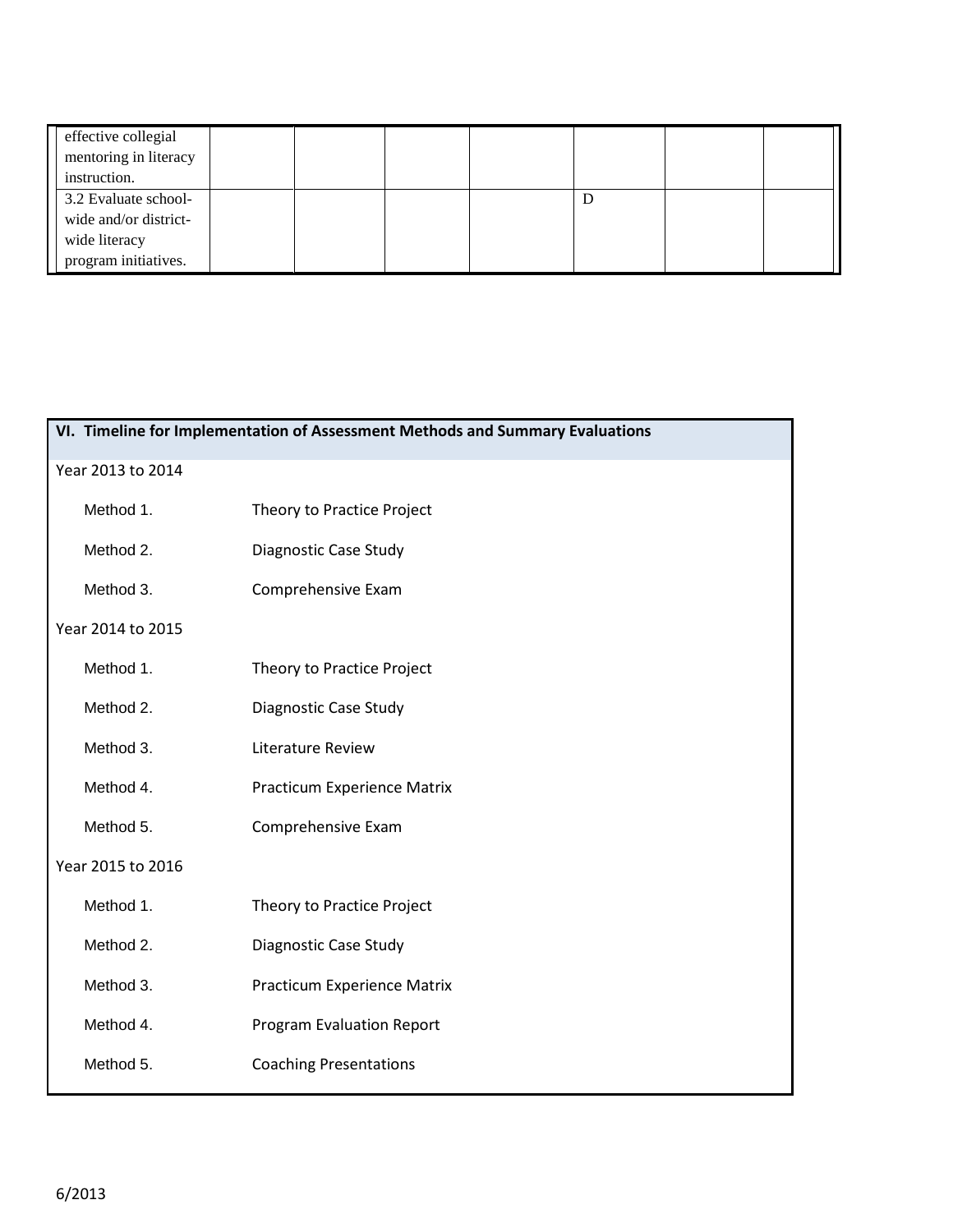| | | | | | | | |
|---|---|---|---|---|---|---|---|
| effective collegial mentoring in literacy instruction. | | | | | | | |
| 3.2 Evaluate school-wide and/or district-wide literacy program initiatives. | | | | | D | | |

| VI. Timeline for Implementation of Assessment Methods and Summary Evaluations | |
|---|---|
| **Year 2013 to 2014** | |
| Method 1. | Theory to Practice Project |
| Method 2. | Diagnostic Case Study |
| Method 3. | Comprehensive Exam |
| **Year 2014 to 2015** | |
| Method 1. | Theory to Practice Project |
| Method 2. | Diagnostic Case Study |
| Method 3. | Literature Review |
| Method 4. | Practicum Experience Matrix |
| Method 5. | Comprehensive Exam |
| **Year 2015 to 2016** | |
| Method 1. | Theory to Practice Project |
| Method 2. | Diagnostic Case Study |
| Method 3. | Practicum Experience Matrix |
| Method 4. | Program Evaluation Report |
| Method 5. | Coaching Presentations |

6/2013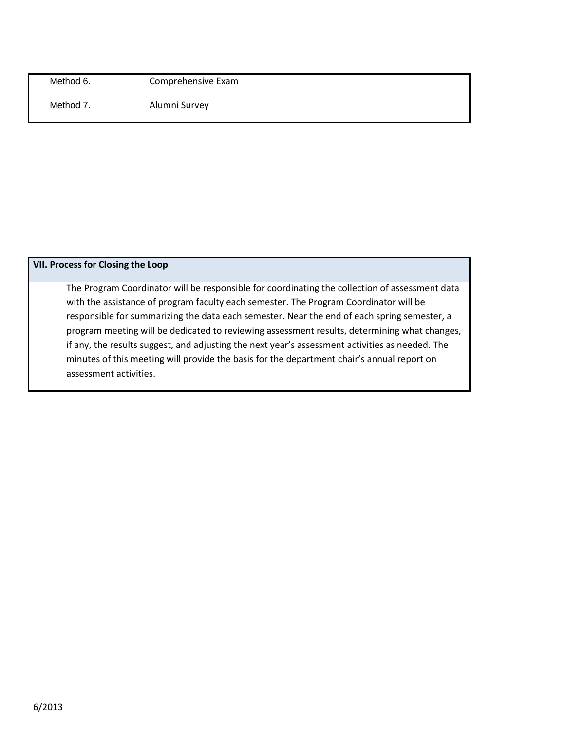| | |
|---|---|
| Method 6. | Comprehensive Exam |
| Method 7. | Alumni Survey |

## VII. Process for Closing the Loop

The Program Coordinator will be responsible for coordinating the collection of assessment data with the assistance of program faculty each semester. The Program Coordinator will be responsible for summarizing the data each semester. Near the end of each spring semester, a program meeting will be dedicated to reviewing assessment results, determining what changes, if any, the results suggest, and adjusting the next year's assessment activities as needed. The minutes of this meeting will provide the basis for the department chair's annual report on assessment activities.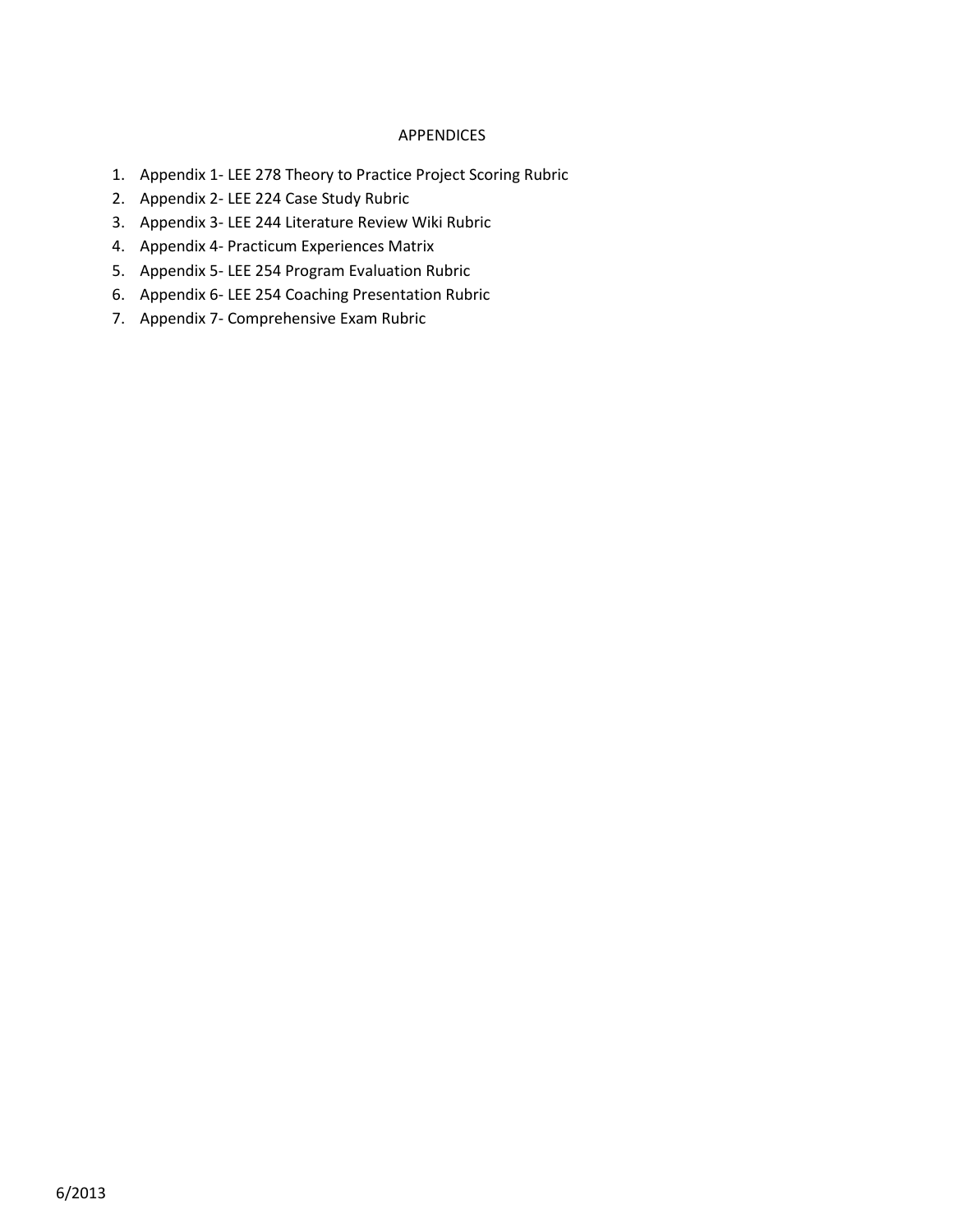# APPENDICES

1. Appendix 1- LEE 278 Theory to Practice Project Scoring Rubric
2. Appendix 2- LEE 224 Case Study Rubric
3. Appendix 3- LEE 244 Literature Review Wiki Rubric
4. Appendix 4- Practicum Experiences Matrix
5. Appendix 5- LEE 254 Program Evaluation Rubric
6. Appendix 6- LEE 254 Coaching Presentation Rubric
7. Appendix 7- Comprehensive Exam Rubric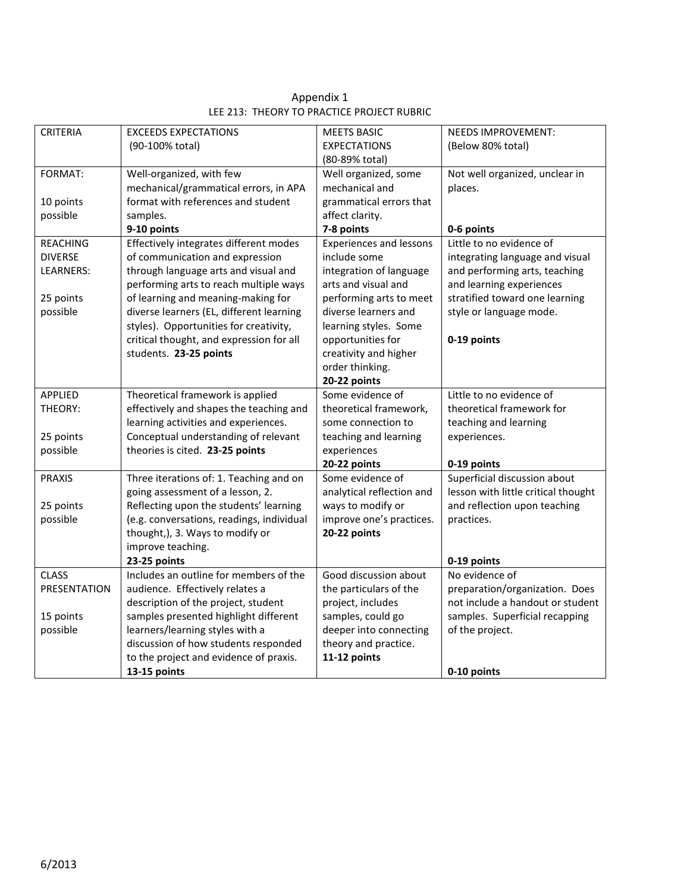# Appendix 1

## LEE 213: THEORY TO PRACTICE PROJECT RUBRIC

| CRITERIA | EXCEEDS EXPECTATIONS (90-100% total) | MEETS BASIC EXPECTATIONS (80-89% total) | NEEDS IMPROVEMENT: (Below 80% total) |
|---|---|---|---|
| FORMAT:<br><br>10 points possible | Well-organized, with few mechanical/grammatical errors, in APA format with references and student samples.<br>**9-10 points** | Well organized, some mechanical and grammatical errors that affect clarity.<br>**7-8 points** | Not well organized, unclear in places.<br><br>**0-6 points** |
| REACHING DIVERSE LEARNERS:<br><br>25 points possible | Effectively integrates different modes of communication and expression through language arts and visual and performing arts to reach multiple ways of learning and meaning-making for diverse learners (EL, different learning styles). Opportunities for creativity, critical thought, and expression for all students. **23-25 points** | Experiences and lessons include some integration of language arts and visual and performing arts to meet diverse learners and learning styles. Some opportunities for creativity and higher order thinking.<br>**20-22 points** | Little to no evidence of integrating language and visual and performing arts, teaching and learning experiences stratified toward one learning style or language mode.<br><br>**0-19 points** |
| APPLIED THEORY:<br><br>25 points possible | Theoretical framework is applied effectively and shapes the teaching and learning activities and experiences. Conceptual understanding of relevant theories is cited. **23-25 points** | Some evidence of theoretical framework, some connection to teaching and learning experiences<br>**20-22 points** | Little to no evidence of theoretical framework for teaching and learning experiences.<br><br>**0-19 points** |
| PRAXIS<br><br>25 points possible | Three iterations of: 1. Teaching and on going assessment of a lesson, 2. Reflecting upon the students' learning (e.g. conversations, readings, individual thought,), 3. Ways to modify or improve teaching.<br>**23-25 points** | Some evidence of analytical reflection and ways to modify or improve one's practices.<br>**20-22 points** | Superficial discussion about lesson with little critical thought and reflection upon teaching practices.<br><br>**0-19 points** |
| CLASS PRESENTATION<br><br>15 points possible | Includes an outline for members of the audience. Effectively relates a description of the project, student samples presented highlight different learners/learning styles with a discussion of how students responded to the project and evidence of praxis.<br>**13-15 points** | Good discussion about the particulars of the project, includes samples, could go deeper into connecting theory and practice.<br>**11-12 points** | No evidence of preparation/organization. Does not include a handout or student samples. Superficial recapping of the project.<br><br>**0-10 points** |

6/2013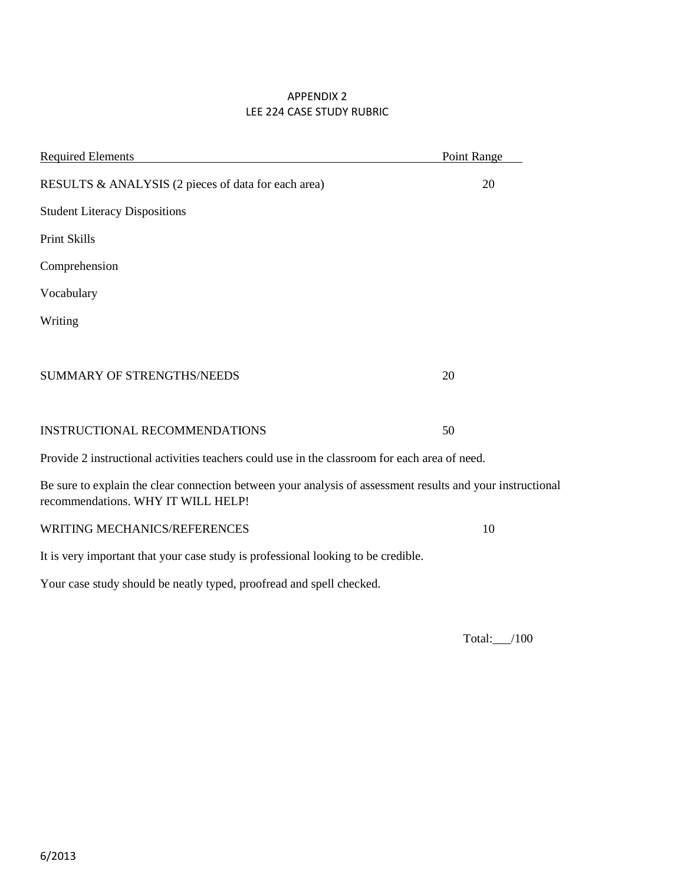# APPENDIX 2
## LEE 224 CASE STUDY RUBRIC

| Required Elements | Point Range |
| --- | --- |
| RESULTS & ANALYSIS (2 pieces of data for each area) | 20 |

Student Literacy Dispositions

Print Skills

Comprehension

Vocabulary

Writing

| | |
| --- | --- |
| SUMMARY OF STRENGTHS/NEEDS | 20 |

| | |
| --- | --- |
| INSTRUCTIONAL RECOMMENDATIONS | 50 |

Provide 2 instructional activities teachers could use in the classroom for each area of need.

Be sure to explain the clear connection between your analysis of assessment results and your instructional recommendations. WHY IT WILL HELP!

| | |
| --- | --- |
| WRITING MECHANICS/REFERENCES | 10 |

It is very important that your case study is professional looking to be credible.

Your case study should be neatly typed, proofread and spell checked.

Total:___/100

6/2013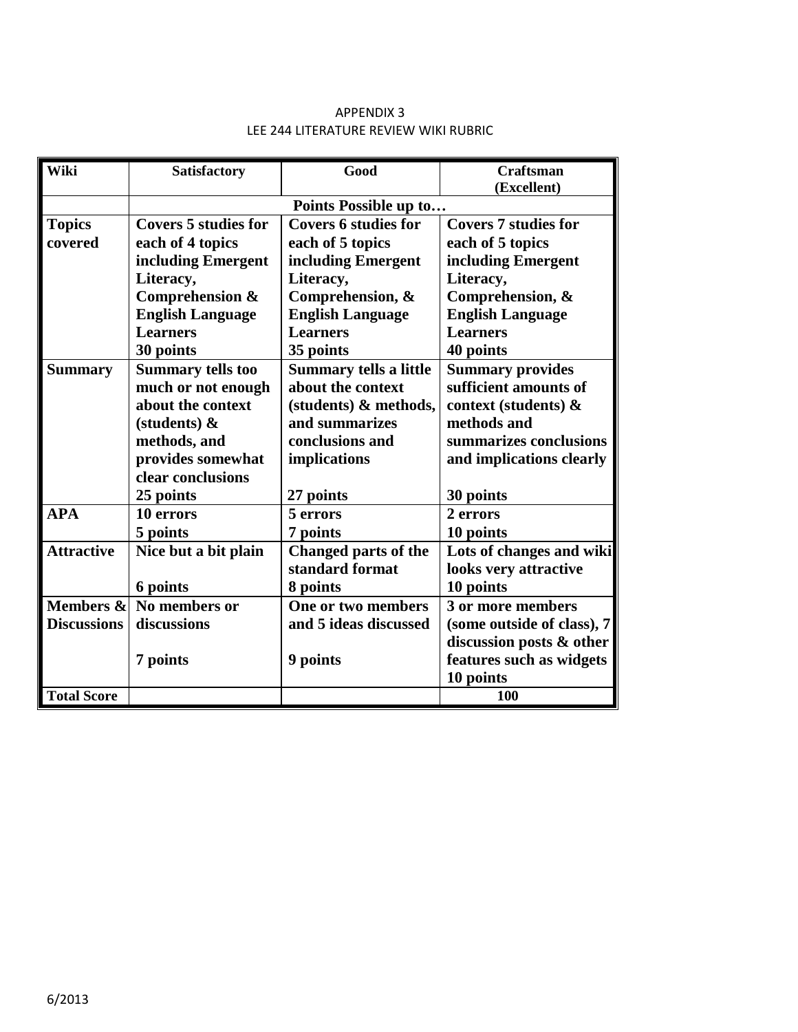APPENDIX 3

LEE 244 LITERATURE REVIEW WIKI RUBRIC

| Wiki | Satisfactory | Good | Craftsman (Excellent) |
|---|---|---|---|
| | Points Possible up to… | | |
| **Topics covered** | **Covers 5 studies for each of 4 topics including Emergent Literacy, Comprehension & English Language Learners 30 points** | **Covers 6 studies for each of 5 topics including Emergent Literacy, Comprehension, & English Language Learners 35 points** | **Covers 7 studies for each of 5 topics including Emergent Literacy, Comprehension, & English Language Learners 40 points** |
| **Summary** | **Summary tells too much or not enough about the context (students) & methods, and provides somewhat clear conclusions 25 points** | **Summary tells a little about the context (students) & methods, and summarizes conclusions and implications 27 points** | **Summary provides sufficient amounts of context (students) & methods and summarizes conclusions and implications clearly 30 points** |
| **APA** | **10 errors 5 points** | **5 errors 7 points** | **2 errors 10 points** |
| **Attractive** | **Nice but a bit plain 6 points** | **Changed parts of the standard format 8 points** | **Lots of changes and wiki looks very attractive 10 points** |
| **Members & Discussions** | **No members or discussions 7 points** | **One or two members and 5 ideas discussed 9 points** | **3 or more members (some outside of class), 7 discussion posts & other features such as widgets 10 points** |
| **Total Score** | | | **100** |

6/2013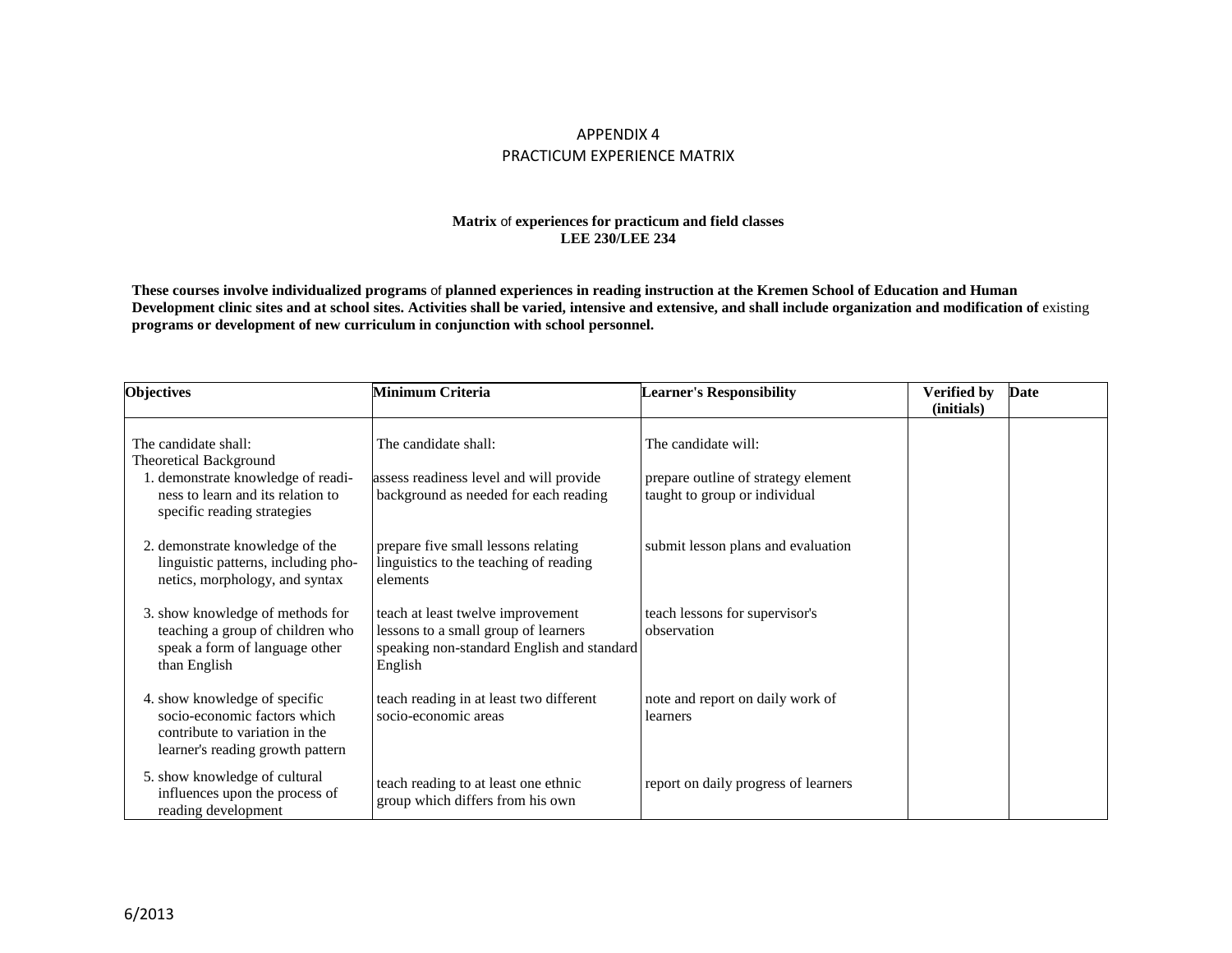# APPENDIX 4
## PRACTICUM EXPERIENCE MATRIX

**Matrix** of **experiences for practicum and field classes**
**LEE 230/LEE 234**

**These courses involve individualized programs** of **planned experiences in reading instruction at the Kremen School of Education and Human Development clinic sites and at school sites. Activities shall be varied, intensive and extensive, and shall include organization and modification of** existing **programs or development of new curriculum in conjunction with school personnel.**

| Objectives | Minimum Criteria | Learner's Responsibility | Verified by (initials) | Date |
|---|---|---|---|---|
| The candidate shall:<br>Theoretical Background | The candidate shall: | The candidate will: | | |
| 1. demonstrate knowledge of readiness to learn and its relation to specific reading strategies | assess readiness level and will provide background as needed for each reading | prepare outline of strategy element taught to group or individual | | |
| 2. demonstrate knowledge of the linguistic patterns, including phonetics, morphology, and syntax | prepare five small lessons relating linguistics to the teaching of reading elements | submit lesson plans and evaluation | | |
| 3. show knowledge of methods for teaching a group of children who speak a form of language other than English | teach at least twelve improvement lessons to a small group of learners speaking non-standard English and standard English | teach lessons for supervisor's observation | | |
| 4. show knowledge of specific socio-economic factors which contribute to variation in the learner's reading growth pattern | teach reading in at least two different socio-economic areas | note and report on daily work of learners | | |
| 5. show knowledge of cultural influences upon the process of reading development | teach reading to at least one ethnic group which differs from his own | report on daily progress of learners | | |

6/2013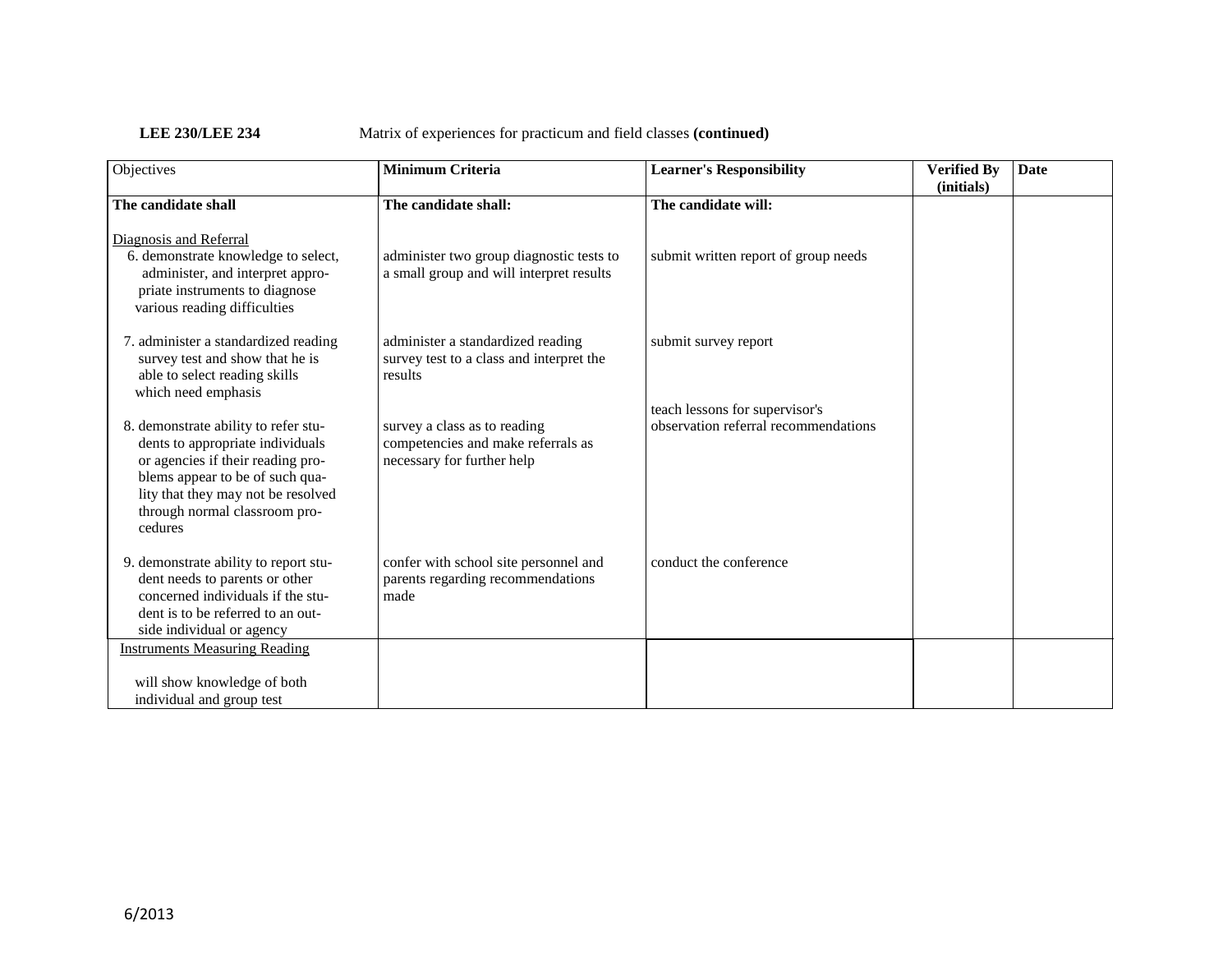**LEE 230/LEE 234** Matrix of experiences for practicum and field classes **(continued)**

| Objectives | **Minimum Criteria** | **Learner's Responsibility** | **Verified By (initials)** | **Date** |
|---|---|---|---|---|
| **The candidate shall** | **The candidate shall:** | **The candidate will:** | | |
| Diagnosis and Referral<br>6. demonstrate knowledge to select, administer, and interpret appropriate instruments to diagnose various reading difficulties | administer two group diagnostic tests to a small group and will interpret results | submit written report of group needs | | |
| 7. administer a standardized reading survey test and show that he is able to select reading skills which need emphasis | administer a standardized reading survey test to a class and interpret the results | submit survey report | | |
| 8. demonstrate ability to refer students to appropriate individuals or agencies if their reading problems appear to be of such quality that they may not be resolved through normal classroom procedures | survey a class as to reading competencies and make referrals as necessary for further help | teach lessons for supervisor's observation referral recommendations | | |
| 9. demonstrate ability to report student needs to parents or other concerned individuals if the student is to be referred to an outside individual or agency | confer with school site personnel and parents regarding recommendations made | conduct the conference | | |
| Instruments Measuring Reading<br>will show knowledge of both individual and group test | | | | |

6/2013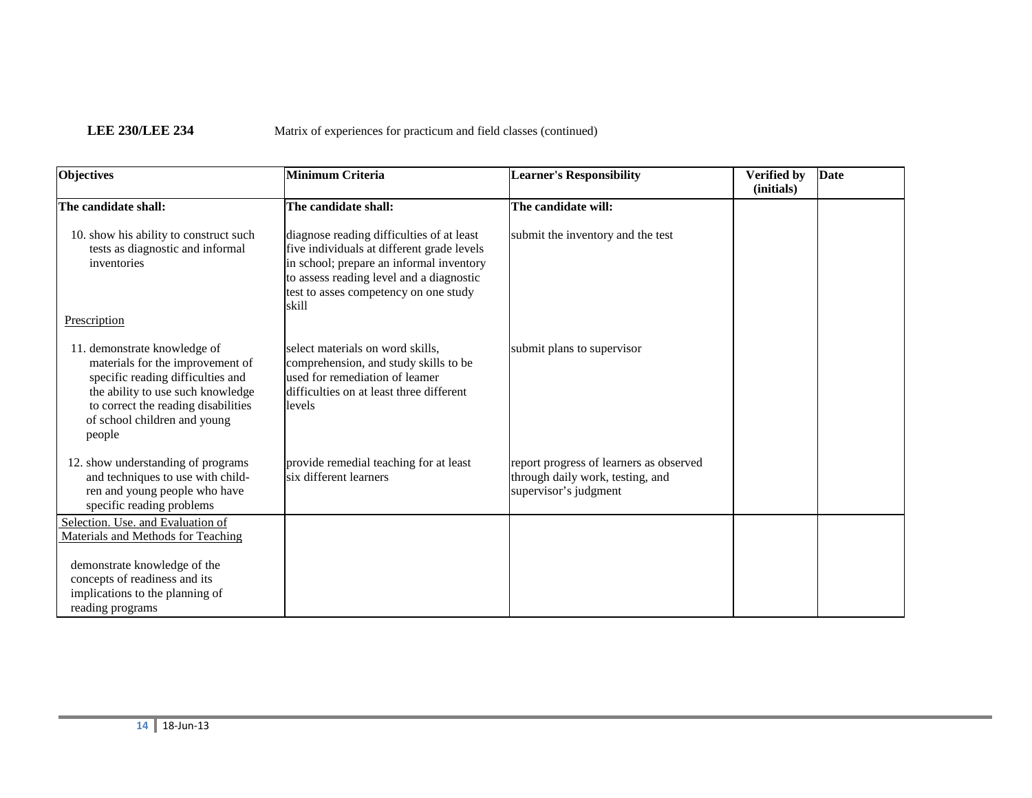**LEE 230/LEE 234** Matrix of experiences for practicum and field classes (continued)

| Objectives | Minimum Criteria | Learner's Responsibility | Verified by (initials) | Date |
|---|---|---|---|---|
| **The candidate shall:** | **The candidate shall:** | **The candidate will:** | | |
| 10. show his ability to construct such tests as diagnostic and informal inventories | diagnose reading difficulties of at least five individuals at different grade levels in school; prepare an informal inventory to assess reading level and a diagnostic test to asses competency on one study skill | submit the inventory and the test | | |
| Prescription | | | | |
| 11. demonstrate knowledge of materials for the improvement of specific reading difficulties and the ability to use such knowledge to correct the reading disabilities of school children and young people | select materials on word skills, comprehension, and study skills to be used for remediation of leamer difficulties on at least three different levels | submit plans to supervisor | | |
| 12. show understanding of programs and techniques to use with child-ren and young people who have specific reading problems | provide remedial teaching for at least six different learners | report progress of learners as observed through daily work, testing, and supervisor's judgment | | |
| Selection. Use. and Evaluation of Materials and Methods for Teaching<br><br>demonstrate knowledge of the concepts of readiness and its implications to the planning of reading programs | | | | |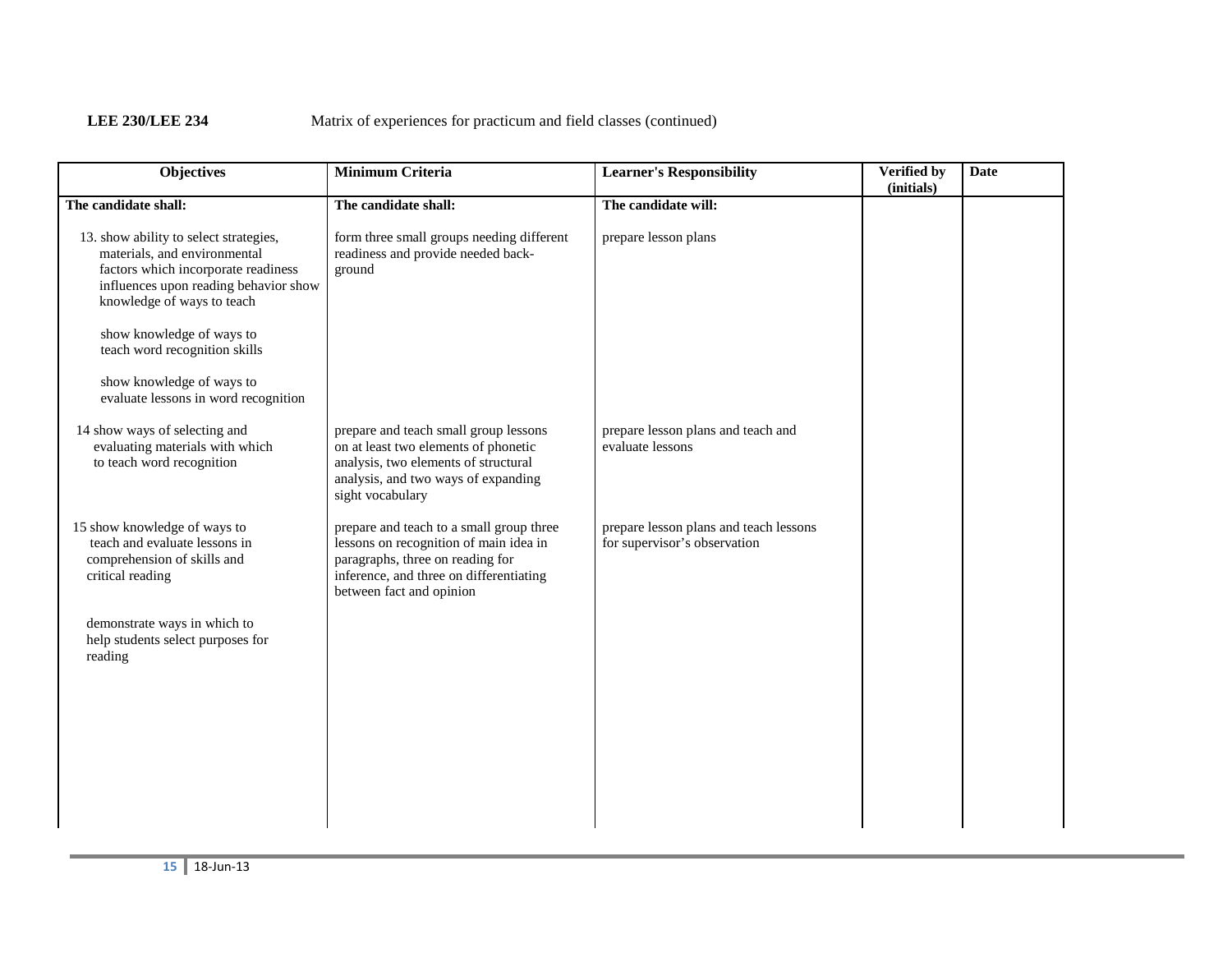**LEE 230/LEE 234** Matrix of experiences for practicum and field classes (continued)

| Objectives | Minimum Criteria | Learner's Responsibility | Verified by (initials) | Date |
|---|---|---|---|---|
| **The candidate shall:** | **The candidate shall:** | **The candidate will:** | | |
| 13. show ability to select strategies, materials, and environmental factors which incorporate readiness influences upon reading behavior show knowledge of ways to teach<br><br>show knowledge of ways to teach word recognition skills<br><br>show knowledge of ways to evaluate lessons in word recognition | form three small groups needing different readiness and provide needed back-ground | prepare lesson plans | | |
| 14 show ways of selecting and evaluating materials with which to teach word recognition | prepare and teach small group lessons on at least two elements of phonetic analysis, two elements of structural analysis, and two ways of expanding sight vocabulary | prepare lesson plans and teach and evaluate lessons | | |
| 15 show knowledge of ways to teach and evaluate lessons in comprehension of skills and critical reading<br><br>demonstrate ways in which to help students select purposes for reading | prepare and teach to a small group three lessons on recognition of main idea in paragraphs, three on reading for inference, and three on differentiating between fact and opinion | prepare lesson plans and teach lessons for supervisor's observation | | |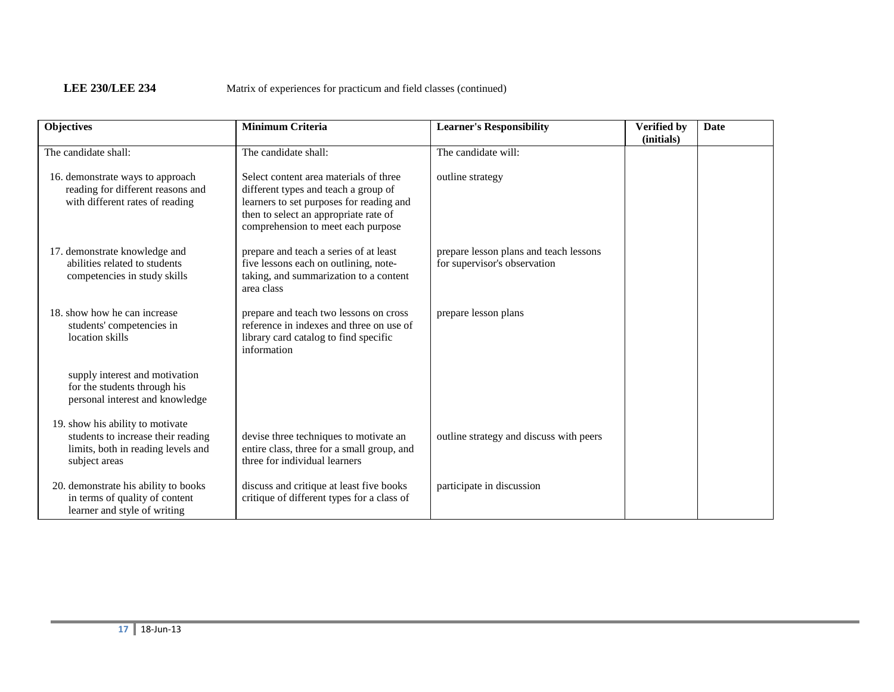**LEE 230/LEE 234** Matrix of experiences for practicum and field classes (continued)

| Objectives | Minimum Criteria | Learner's Responsibility | Verified by (initials) | Date |
|---|---|---|---|---|
| The candidate shall: | The candidate shall: | The candidate will: | | |
| 16. demonstrate ways to approach reading for different reasons and with different rates of reading | Select content area materials of three different types and teach a group of learners to set purposes for reading and then to select an appropriate rate of comprehension to meet each purpose | outline strategy | | |
| 17. demonstrate knowledge and abilities related to students competencies in study skills | prepare and teach a series of at least five lessons each on outlining, note-taking, and summarization to a content area class | prepare lesson plans and teach lessons for supervisor's observation | | |
| 18. show how he can increase students' competencies in location skills | prepare and teach two lessons on cross reference in indexes and three on use of library card catalog to find specific information | prepare lesson plans | | |
| supply interest and motivation for the students through his personal interest and knowledge | | | | |
| 19. show his ability to motivate students to increase their reading limits, both in reading levels and subject areas | devise three techniques to motivate an entire class, three for a small group, and three for individual learners | outline strategy and discuss with peers | | |
| 20. demonstrate his ability to books in terms of quality of content learner and style of writing | discuss and critique at least five books critique of different types for a class of | participate in discussion | | |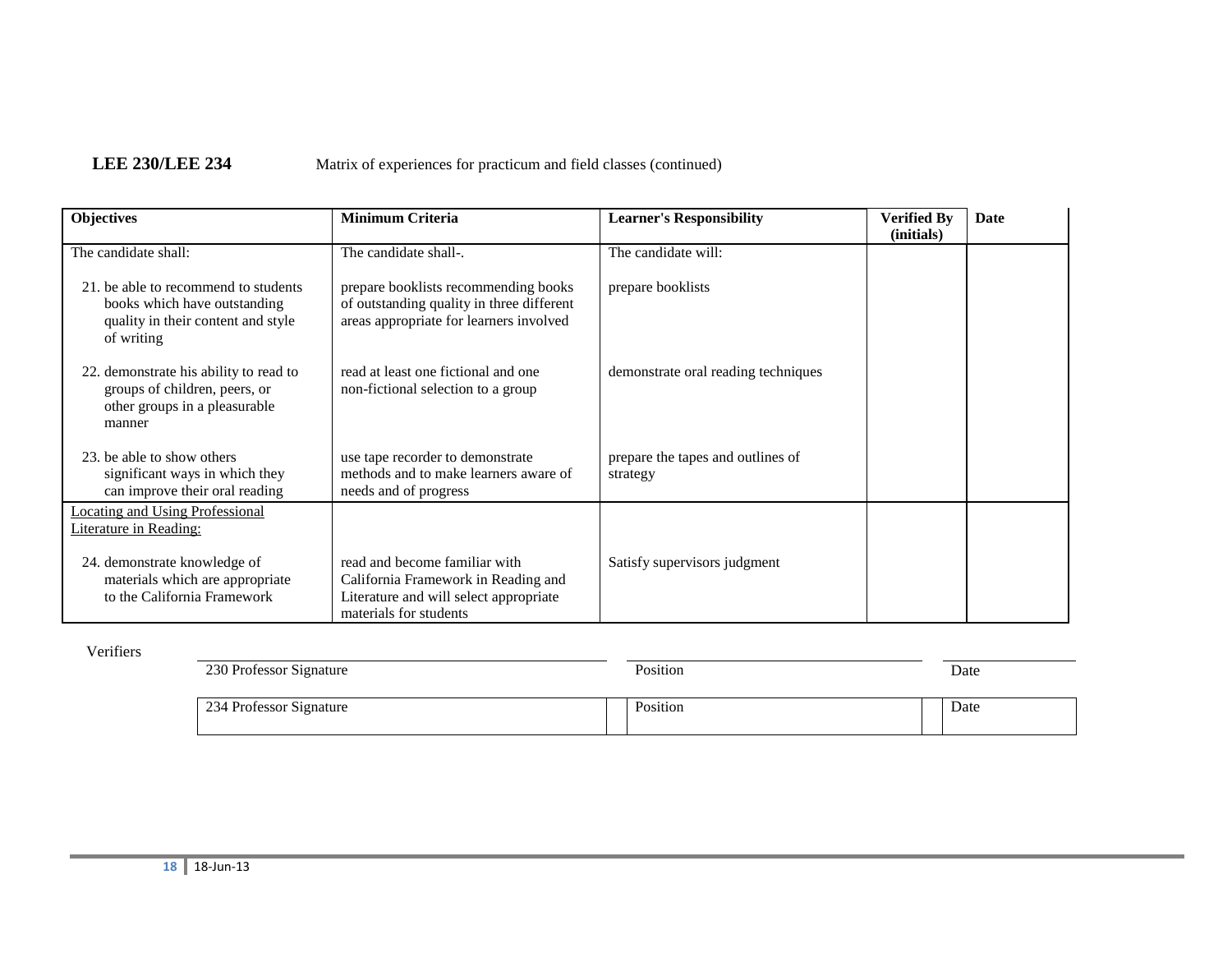**LEE 230/LEE 234** Matrix of experiences for practicum and field classes (continued)

| Objectives | Minimum Criteria | Learner's Responsibility | Verified By (initials) | Date |
|---|---|---|---|---|
| The candidate shall: | The candidate shall-. | The candidate will: | | |
| 21. be able to recommend to students books which have outstanding quality in their content and style of writing | prepare booklists recommending books of outstanding quality in three different areas appropriate for learners involved | prepare booklists | | |
| 22. demonstrate his ability to read to groups of children, peers, or other groups in a pleasurable manner | read at least one fictional and one non-fictional selection to a group | demonstrate oral reading techniques | | |
| 23. be able to show others significant ways in which they can improve their oral reading | use tape recorder to demonstrate methods and to make learners aware of needs and of progress | prepare the tapes and outlines of strategy | | |
| Locating and Using Professional Literature in Reading: | | | | |
| 24. demonstrate knowledge of materials which are appropriate to the California Framework | read and become familiar with California Framework in Reading and Literature and will select appropriate materials for students | Satisfy supervisors judgment | | |

Verifiers

| 230 Professor Signature | Position | Date |
|---|---|---|
| 234 Professor Signature | Position | Date |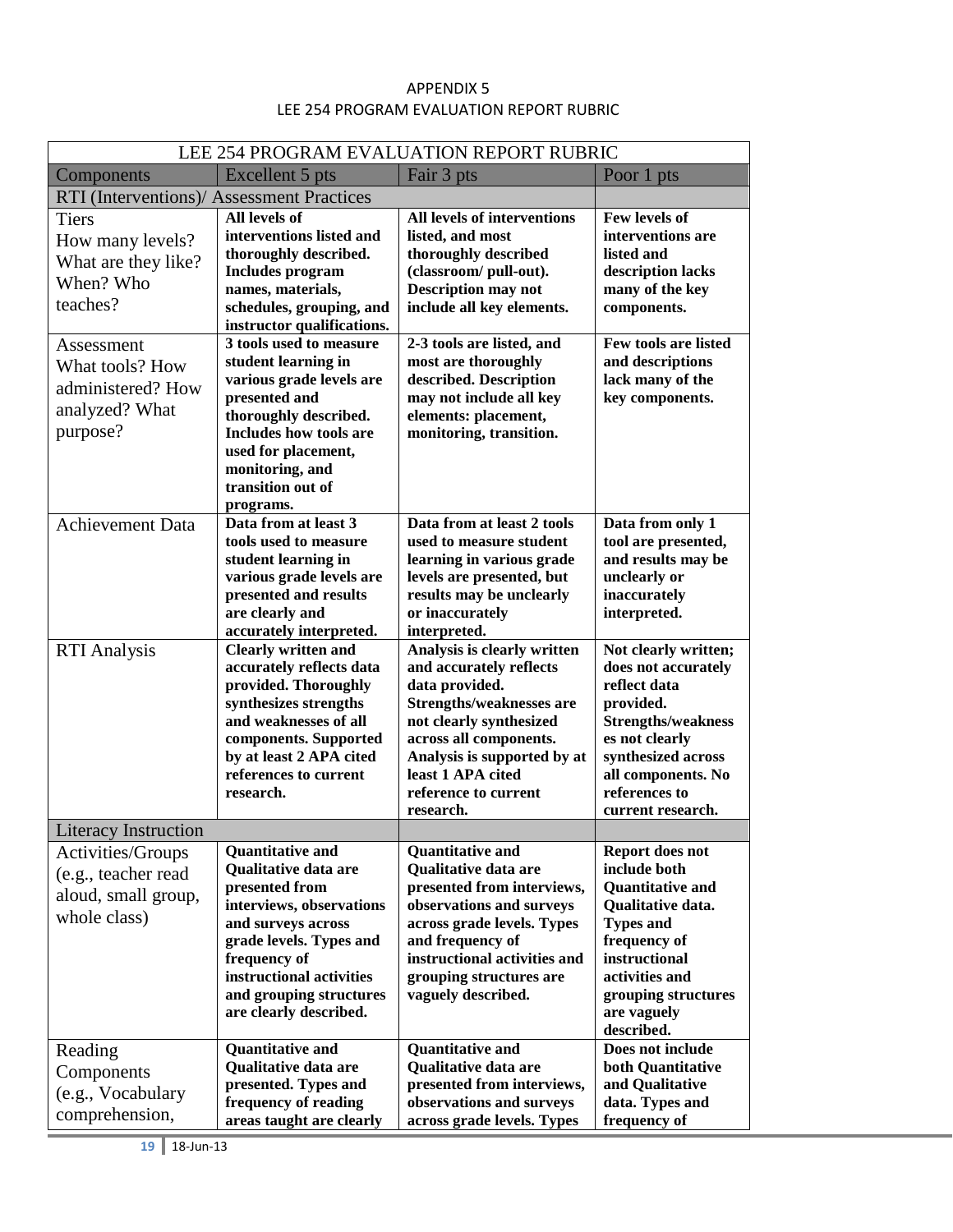APPENDIX 5
LEE 254 PROGRAM EVALUATION REPORT RUBRIC

| LEE 254 PROGRAM EVALUATION REPORT RUBRIC | | | |
|---|---|---|---|
| Components | Excellent 5 pts | Fair 3 pts | Poor 1 pts |
| RTI (Interventions)/ Assessment Practices | | | |
| Tiers<br>How many levels? What are they like? When? Who teaches? | **All levels of interventions listed and thoroughly described. Includes program names, materials, schedules, grouping, and instructor qualifications.** | **All levels of interventions listed, and most thoroughly described (classroom/ pull-out). Description may not include all key elements.** | **Few levels of interventions are listed and description lacks many of the key components.** |
| Assessment<br>What tools? How administered? How analyzed? What purpose? | **3 tools used to measure student learning in various grade levels are presented and thoroughly described. Includes how tools are used for placement, monitoring, and transition out of programs.** | **2-3 tools are listed, and most are thoroughly described. Description may not include all key elements: placement, monitoring, transition.** | **Few tools are listed and descriptions lack many of the key components.** |
| Achievement Data | **Data from at least 3 tools used to measure student learning in various grade levels are presented and results are clearly and accurately interpreted.** | **Data from at least 2 tools used to measure student learning in various grade levels are presented, but results may be unclearly or inaccurately interpreted.** | **Data from only 1 tool are presented, and results may be unclearly or inaccurately interpreted.** |
| RTI Analysis | **Clearly written and accurately reflects data provided. Thoroughly synthesizes strengths and weaknesses of all components. Supported by at least 2 APA cited references to current research.** | **Analysis is clearly written and accurately reflects data provided. Strengths/weaknesses are not clearly synthesized across all components. Analysis is supported by at least 1 APA cited reference to current research.** | **Not clearly written; does not accurately reflect data provided. Strengths/weakness es not clearly synthesized across all components. No references to current research.** |
| Literacy Instruction | | | |
| Activities/Groups (e.g., teacher read aloud, small group, whole class) | **Quantitative and Qualitative data are presented from interviews, observations and surveys across grade levels. Types and frequency of instructional activities and grouping structures are clearly described.** | **Quantitative and Qualitative data are presented from interviews, observations and surveys across grade levels. Types and frequency of instructional activities and grouping structures are vaguely described.** | **Report does not include both Quantitative and Qualitative data. Types and frequency of instructional activities and grouping structures are vaguely described.** |
| Reading Components (e.g., Vocabulary comprehension, | **Quantitative and Qualitative data are presented. Types and frequency of reading areas taught are clearly** | **Quantitative and Qualitative data are presented from interviews, observations and surveys across grade levels. Types** | **Does not include both Quantitative and Qualitative data. Types and frequency of** |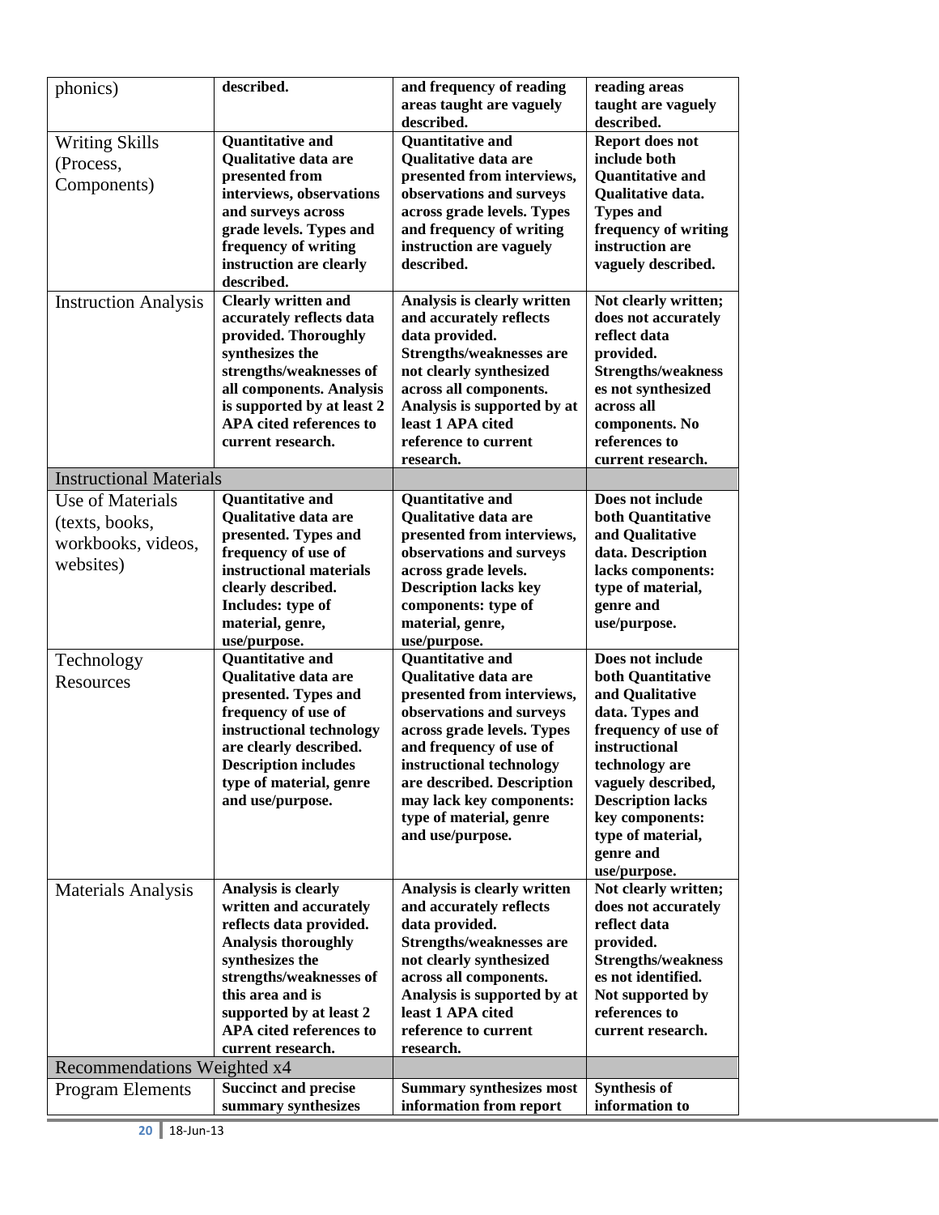| phonics) | described. | and frequency of reading areas taught are vaguely described. | reading areas taught are vaguely described. |
|---|---|---|---|
| Writing Skills (Process, Components) | **Quantitative and Qualitative data are presented from interviews, observations and surveys across grade levels. Types and frequency of writing instruction are clearly described.** | **Quantitative and Qualitative data are presented from interviews, observations and surveys across grade levels. Types and frequency of writing instruction are vaguely described.** | **Report does not include both Quantitative and Qualitative data. Types and frequency of writing instruction are vaguely described.** |
| Instruction Analysis | **Clearly written and accurately reflects data provided. Thoroughly synthesizes the strengths/weaknesses of all components. Analysis is supported by at least 2 APA cited references to current research.** | **Analysis is clearly written and accurately reflects data provided. Strengths/weaknesses are not clearly synthesized across all components. Analysis is supported by at least 1 APA cited reference to current research.** | **Not clearly written; does not accurately reflect data provided. Strengths/weaknesses not synthesized across all components. No references to current research.** |
| Instructional Materials | | | |
| Use of Materials (texts, books, workbooks, videos, websites) | **Quantitative and Qualitative data are presented. Types and frequency of use of instructional materials clearly described. Includes: type of material, genre, use/purpose.** | **Quantitative and Qualitative data are presented from interviews, observations and surveys across grade levels. Description lacks key components: type of material, genre, use/purpose.** | **Does not include both Quantitative and Qualitative data. Description lacks components: type of material, genre and use/purpose.** |
| Technology Resources | **Quantitative and Qualitative data are presented. Types and frequency of use of instructional technology are clearly described. Description includes type of material, genre and use/purpose.** | **Quantitative and Qualitative data are presented from interviews, observations and surveys across grade levels. Types and frequency of use of instructional technology are described. Description may lack key components: type of material, genre and use/purpose.** | **Does not include both Quantitative and Qualitative data. Types and frequency of use of instructional technology are vaguely described, Description lacks key components: type of material, genre and use/purpose.** |
| Materials Analysis | **Analysis is clearly written and accurately reflects data provided. Analysis thoroughly synthesizes the strengths/weaknesses of this area and is supported by at least 2 APA cited references to current research.** | **Analysis is clearly written and accurately reflects data provided. Strengths/weaknesses are not clearly synthesized across all components. Analysis is supported by at least 1 APA cited reference to current research.** | **Not clearly written; does not accurately reflect data provided. Strengths/weaknesses not identified. Not supported by references to current research.** |
| Recommendations Weighted x4 | | | |
| Program Elements | **Succinct and precise summary synthesizes** | **Summary synthesizes most information from report** | **Synthesis of information to** |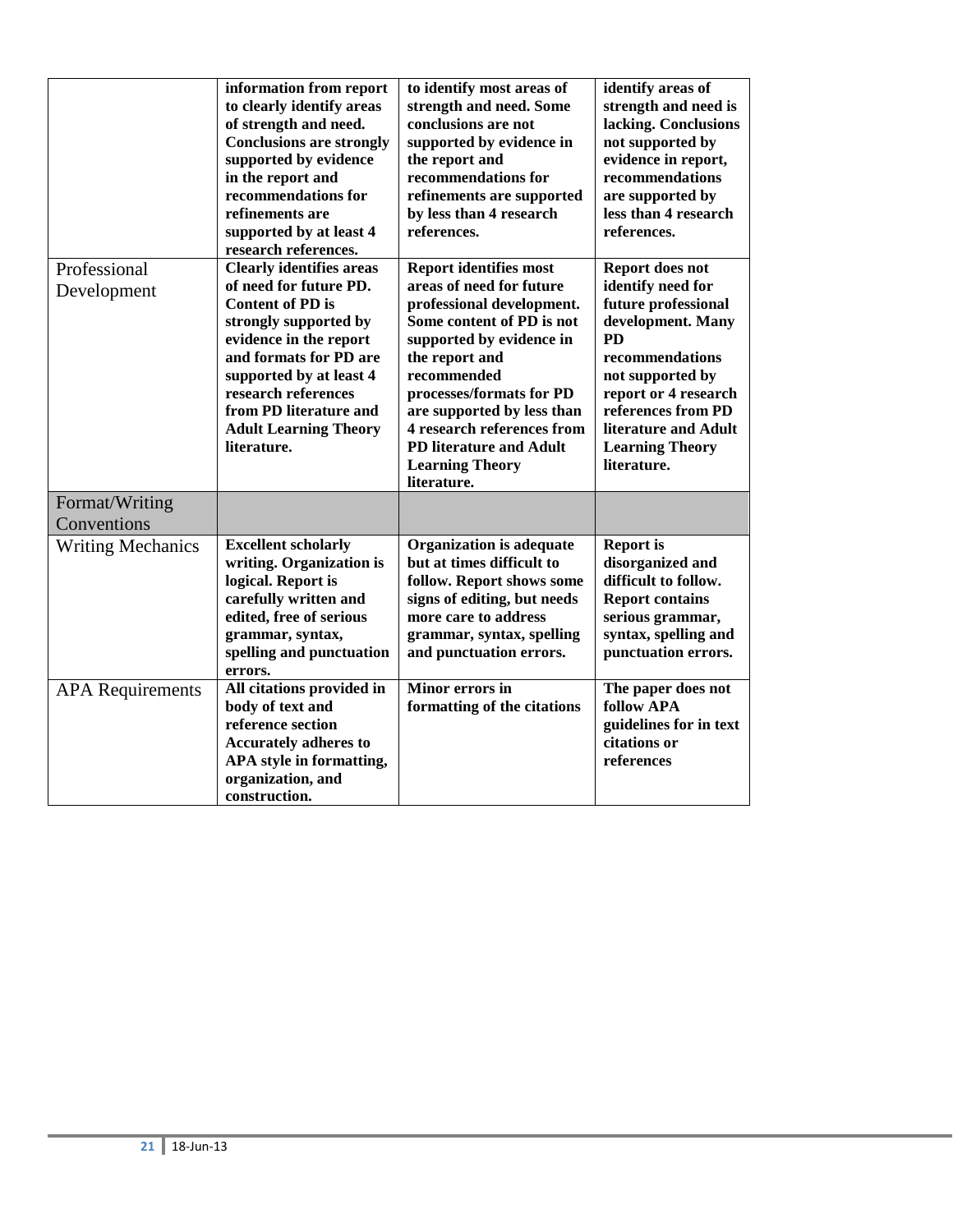| | | | |
|---|---|---|---|
| | **information from report to clearly identify areas of strength and need. Conclusions are strongly supported by evidence in the report and recommendations for refinements are supported by at least 4 research references.** | **to identify most areas of strength and need. Some conclusions are not supported by evidence in the report and recommendations for refinements are supported by less than 4 research references.** | **identify areas of strength and need is lacking. Conclusions not supported by evidence in report, recommendations are supported by less than 4 research references.** |
| Professional Development | **Clearly identifies areas of need for future PD. Content of PD is strongly supported by evidence in the report and formats for PD are supported by at least 4 research references from PD literature and Adult Learning Theory literature.** | **Report identifies most areas of need for future professional development. Some content of PD is not supported by evidence in the report and recommended processes/formats for PD are supported by less than 4 research references from PD literature and Adult Learning Theory literature.** | **Report does not identify need for future professional development. Many PD recommendations not supported by report or 4 research references from PD literature and Adult Learning Theory literature.** |
| Format/Writing Conventions | | | |
| Writing Mechanics | **Excellent scholarly writing. Organization is logical. Report is carefully written and edited, free of serious grammar, syntax, spelling and punctuation errors.** | **Organization is adequate but at times difficult to follow. Report shows some signs of editing, but needs more care to address grammar, syntax, spelling and punctuation errors.** | **Report is disorganized and difficult to follow. Report contains serious grammar, syntax, spelling and punctuation errors.** |
| APA Requirements | **All citations provided in body of text and reference section Accurately adheres to APA style in formatting, organization, and construction.** | **Minor errors in formatting of the citations** | **The paper does not follow APA guidelines for in text citations or references** |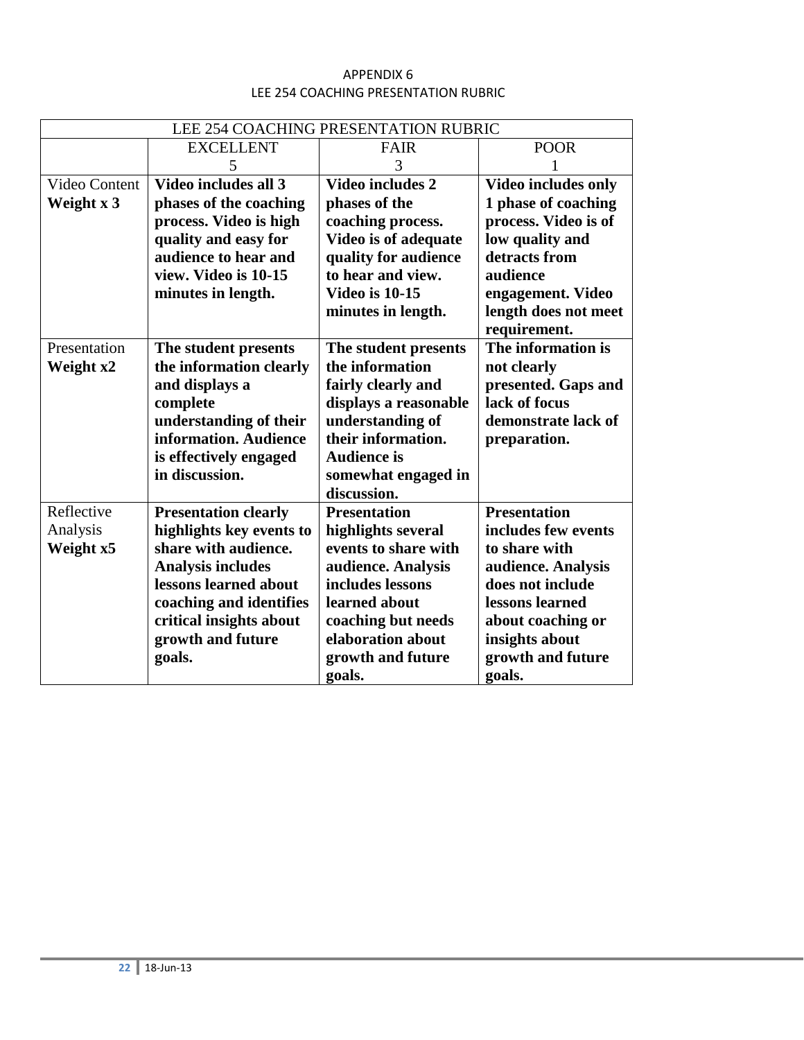APPENDIX 6
LEE 254 COACHING PRESENTATION RUBRIC

| LEE 254 COACHING PRESENTATION RUBRIC | | | |
|---|---|---|---|
| | EXCELLENT 5 | FAIR 3 | POOR 1 |
| Video Content **Weight x 3** | **Video includes all 3 phases of the coaching process. Video is high quality and easy for audience to hear and view. Video is 10-15 minutes in length.** | **Video includes 2 phases of the coaching process. Video is of adequate quality for audience to hear and view. Video is 10-15 minutes in length.** | **Video includes only 1 phase of coaching process. Video is of low quality and detracts from audience engagement. Video length does not meet requirement.** |
| Presentation **Weight x2** | **The student presents the information clearly and displays a complete understanding of their information. Audience is effectively engaged in discussion.** | **The student presents the information fairly clearly and displays a reasonable understanding of their information. Audience is somewhat engaged in discussion.** | **The information is not clearly presented. Gaps and lack of focus demonstrate lack of preparation.** |
| Reflective Analysis **Weight x5** | **Presentation clearly highlights key events to share with audience. Analysis includes lessons learned about coaching and identifies critical insights about growth and future goals.** | **Presentation highlights several events to share with audience. Analysis includes lessons learned about coaching but needs elaboration about growth and future goals.** | **Presentation includes few events to share with audience. Analysis does not include lessons learned about coaching or insights about growth and future goals.** |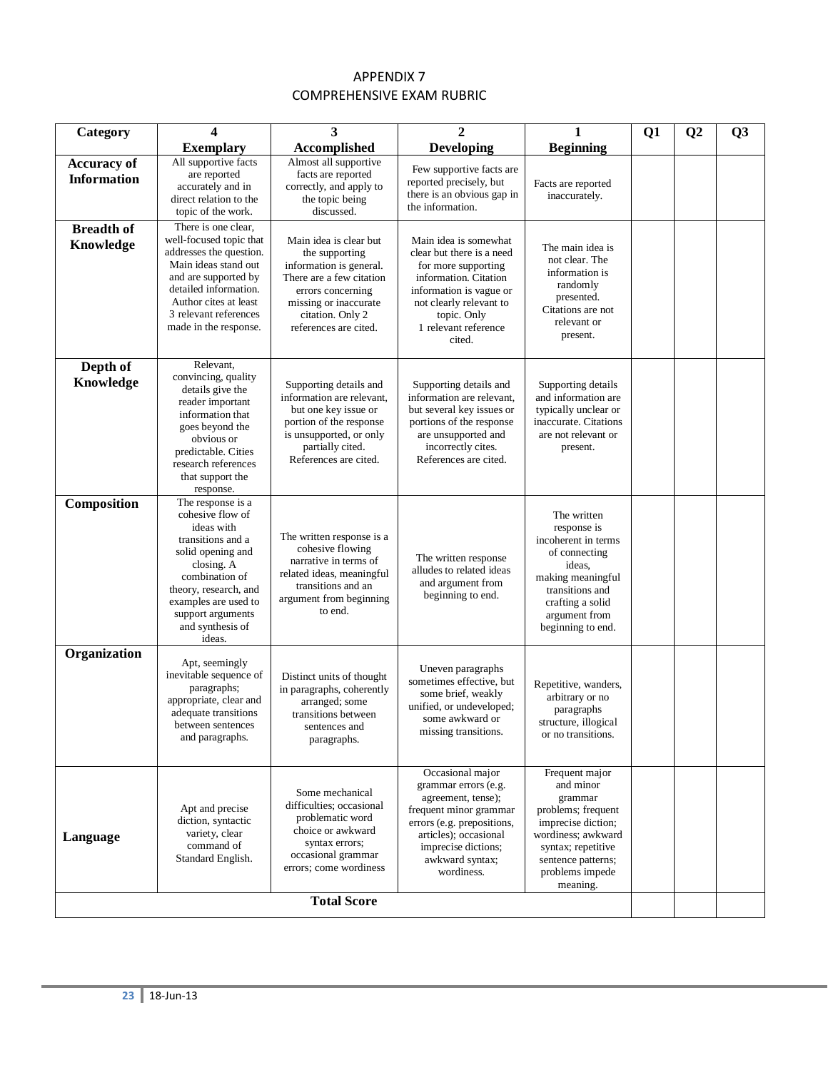# APPENDIX 7
## COMPREHENSIVE EXAM RUBRIC

| Category | 4 Exemplary | 3 Accomplished | 2 Developing | 1 Beginning | Q1 | Q2 | Q3 |
|---|---|---|---|---|---|---|---|
| **Accuracy of Information** | All supportive facts are reported accurately and in direct relation to the topic of the work. | Almost all supportive facts are reported correctly, and apply to the topic being discussed. | Few supportive facts are reported precisely, but there is an obvious gap in the information. | Facts are reported inaccurately. | | | |
| **Breadth of Knowledge** | There is one clear, well-focused topic that addresses the question. Main ideas stand out and are supported by detailed information. Author cites at least 3 relevant references made in the response. | Main idea is clear but the supporting information is general. There are a few citation errors concerning missing or inaccurate citation. Only 2 references are cited. | Main idea is somewhat clear but there is a need for more supporting information. Citation information is vague or not clearly relevant to topic. Only 1 relevant reference cited. | The main idea is not clear. The information is randomly presented. Citations are not relevant or present. | | | |
| **Depth of Knowledge** | Relevant, convincing, quality details give the reader important information that goes beyond the obvious or predictable. Cities research references that support the response. | Supporting details and information are relevant, but one key issue or portion of the response is unsupported, or only partially cited. References are cited. | Supporting details and information are relevant, but several key issues or portions of the response are unsupported and incorrectly cites. References are cited. | Supporting details and information are typically unclear or inaccurate. Citations are not relevant or present. | | | |
| **Composition** | The response is a cohesive flow of ideas with transitions and a solid opening and closing. A combination of theory, research, and examples are used to support arguments and synthesis of ideas. | The written response is a cohesive flowing narrative in terms of related ideas, meaningful transitions and an argument from beginning to end. | The written response alludes to related ideas and argument from beginning to end. | The written response is incoherent in terms of connecting ideas, making meaningful transitions and crafting a solid argument from beginning to end. | | | |
| **Organization** | Apt, seemingly inevitable sequence of paragraphs; appropriate, clear and adequate transitions between sentences and paragraphs. | Distinct units of thought in paragraphs, coherently arranged; some transitions between sentences and paragraphs. | Uneven paragraphs sometimes effective, but some brief, weakly unified, or undeveloped; some awkward or missing transitions. | Repetitive, wanders, arbitrary or no paragraphs structure, illogical or no transitions. | | | |
| **Language** | Apt and precise diction, syntactic variety, clear command of Standard English. | Some mechanical difficulties; occasional problematic word choice or awkward syntax errors; occasional grammar errors; come wordiness | Occasional major grammar errors (e.g. agreement, tense); frequent minor grammar errors (e.g. prepositions, articles); occasional imprecise dictions; awkward syntax; wordiness. | Frequent major and minor grammar problems; frequent imprecise diction; wordiness; awkward syntax; repetitive sentence patterns; problems impede meaning. | | | |
| **Total Score** | | | | | | | |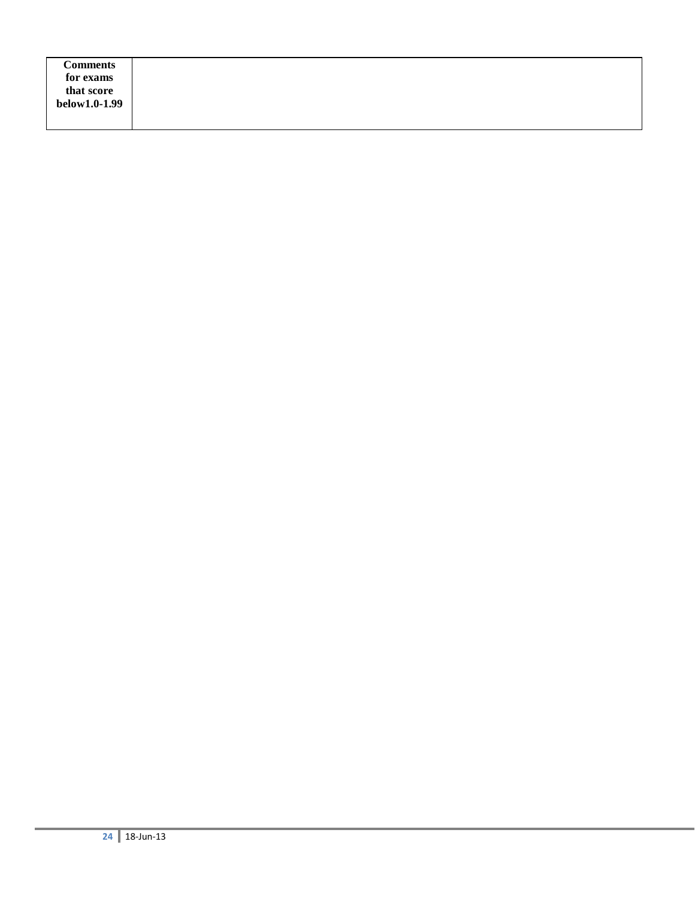| | |
|---|---|
| **Comments for exams that score below1.0-1.99** | |